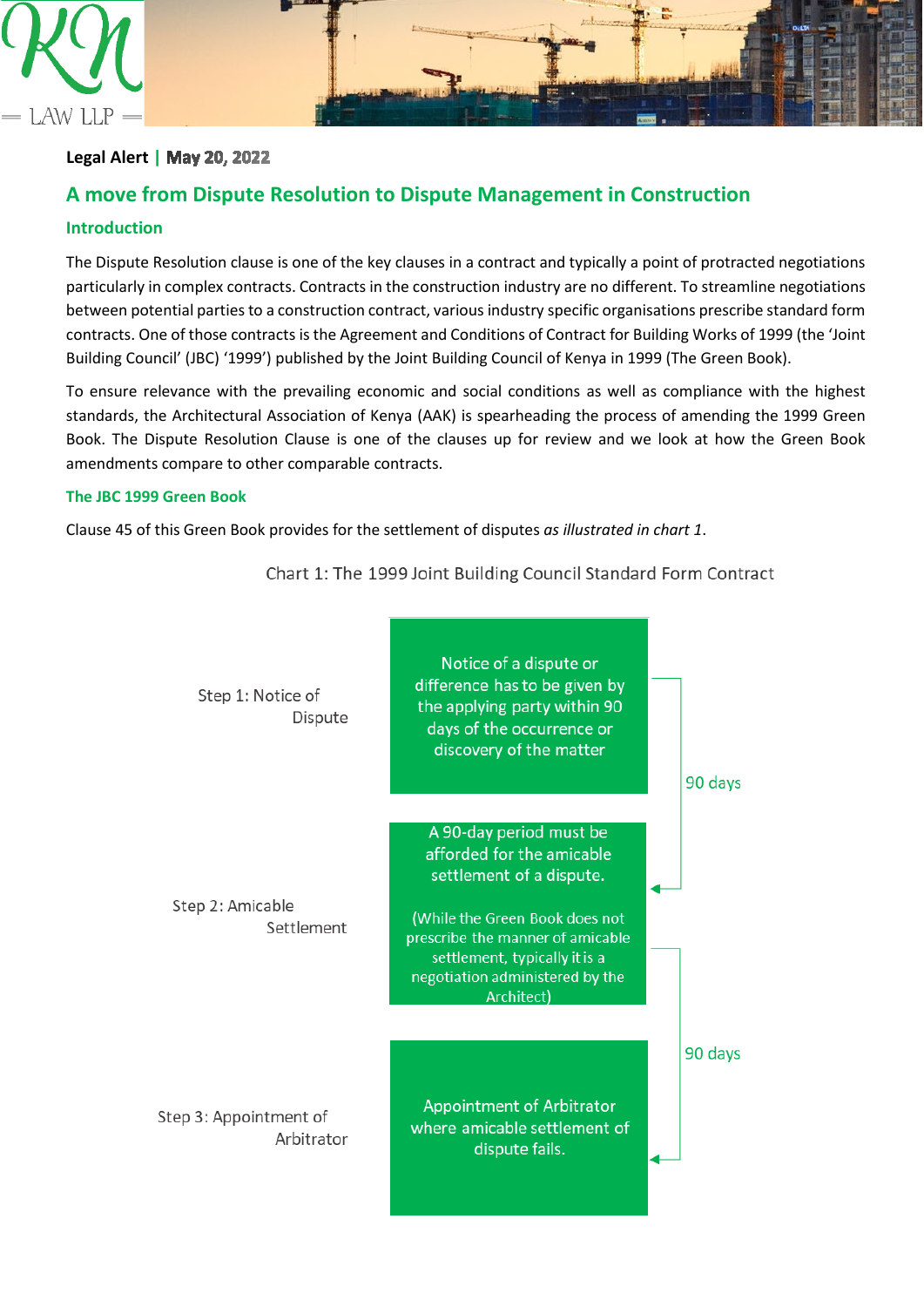Legal Alert | May 20, 2022

# A move from Dispute Resolution to Dispute Management in Construction

## Introduction

The Dispute Resolution clause is one of the key clauses in a contract and typically a point of protracted negotiations particularly in complex contracts. Contracts in the construction industry are no different. To streamline negotiations between potential parties to a construction contract, various industry specific organisations prescribe standard form contracts. One of those contracts is the Agreement and Conditions of Contract for Building Works of 1999 (the 'Joint Building Council' (JBC) '1999') published by the Joint Building Council of Kenya in 1999 (The Green Book).

To ensure relevance with the prevailing economic and social conditions as well as compliance with the highest standards, the Architectural Association of Kenya (AAK) is spearheading the process of amending the 1999 Green Book. The Dispute Resolution Clause is one of the clauses up for review and we look at how the Green Book amendments compare to other comparable contracts.

## The JBC 1999 Green Book

Clause 45 of this Green Book provides for the settlement of disputes *as illustrated in chart 1*.

Chart 1: The 1999 Joint Building Council Standard Form Contract

| Step | Description | Timeline |
|---|---|---|
| Step 1: Notice of Dispute | Notice of a dispute or difference has to be given by the applying party within 90 days of the occurrence or discovery of the matter | |
| | | 90 days |
| Step 2: Amicable Settlement | A 90-day period must be afforded for the amicable settlement of a dispute. (While the Green Book does not prescribe the manner of amicable settlement, typically it is a negotiation administered by the Architect) | |
| | | 90 days |
| Step 3: Appointment of Arbitrator | Appointment of Arbitrator where amicable settlement of dispute fails. | |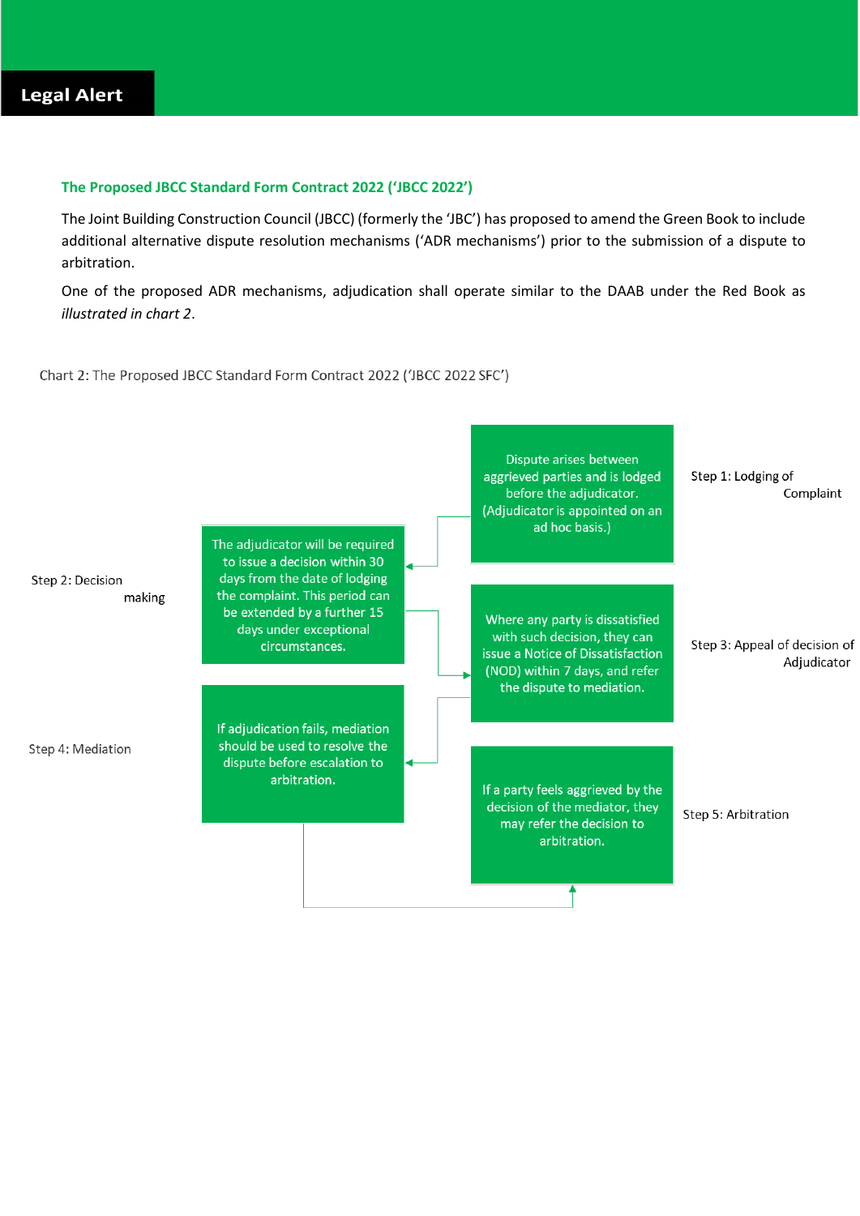## The Proposed JBCC Standard Form Contract 2022 ('JBCC 2022')

The Joint Building Construction Council (JBCC) (formerly the 'JBC') has proposed to amend the Green Book to include additional alternative dispute resolution mechanisms ('ADR mechanisms') prior to the submission of a dispute to arbitration.

One of the proposed ADR mechanisms, adjudication shall operate similar to the DAAB under the Red Book as *illustrated in chart 2*.

Chart 2: The Proposed JBCC Standard Form Contract 2022 ('JBCC 2022 SFC')

**Step 1: Lodging of Complaint**
Dispute arises between aggrieved parties and is lodged before the adjudicator. (Adjudicator is appointed on an ad hoc basis.)

**Step 2: Decision making**
The adjudicator will be required to issue a decision within 30 days from the date of lodging the complaint. This period can be extended by a further 15 days under exceptional circumstances.

**Step 3: Appeal of decision of Adjudicator**
Where any party is dissatisfied with such decision, they can issue a Notice of Dissatisfaction (NOD) within 7 days, and refer the dispute to mediation.

**Step 4: Mediation**
If adjudication fails, mediation should be used to resolve the dispute before escalation to arbitration.

**Step 5: Arbitration**
If a party feels aggrieved by the decision of the mediator, they may refer the decision to arbitration.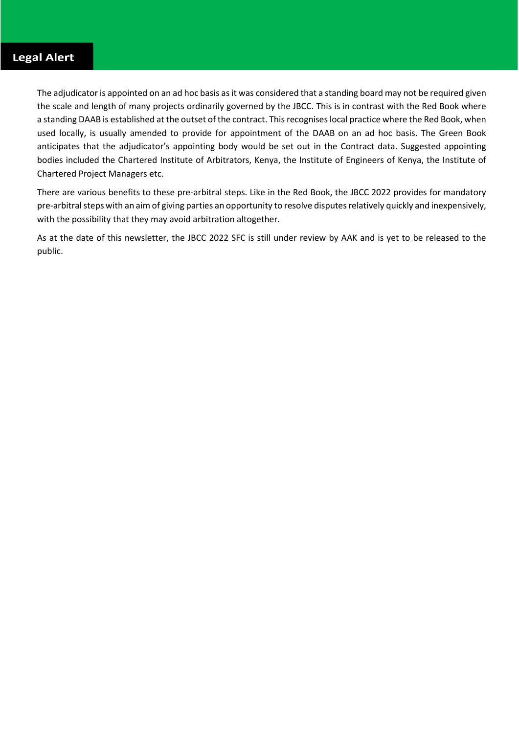The adjudicator is appointed on an ad hoc basis as it was considered that a standing board may not be required given the scale and length of many projects ordinarily governed by the JBCC. This is in contrast with the Red Book where a standing DAAB is established at the outset of the contract. This recognises local practice where the Red Book, when used locally, is usually amended to provide for appointment of the DAAB on an ad hoc basis. The Green Book anticipates that the adjudicator's appointing body would be set out in the Contract data. Suggested appointing bodies included the Chartered Institute of Arbitrators, Kenya, the Institute of Engineers of Kenya, the Institute of Chartered Project Managers etc.

There are various benefits to these pre-arbitral steps. Like in the Red Book, the JBCC 2022 provides for mandatory pre-arbitral steps with an aim of giving parties an opportunity to resolve disputes relatively quickly and inexpensively, with the possibility that they may avoid arbitration altogether.

As at the date of this newsletter, the JBCC 2022 SFC is still under review by AAK and is yet to be released to the public.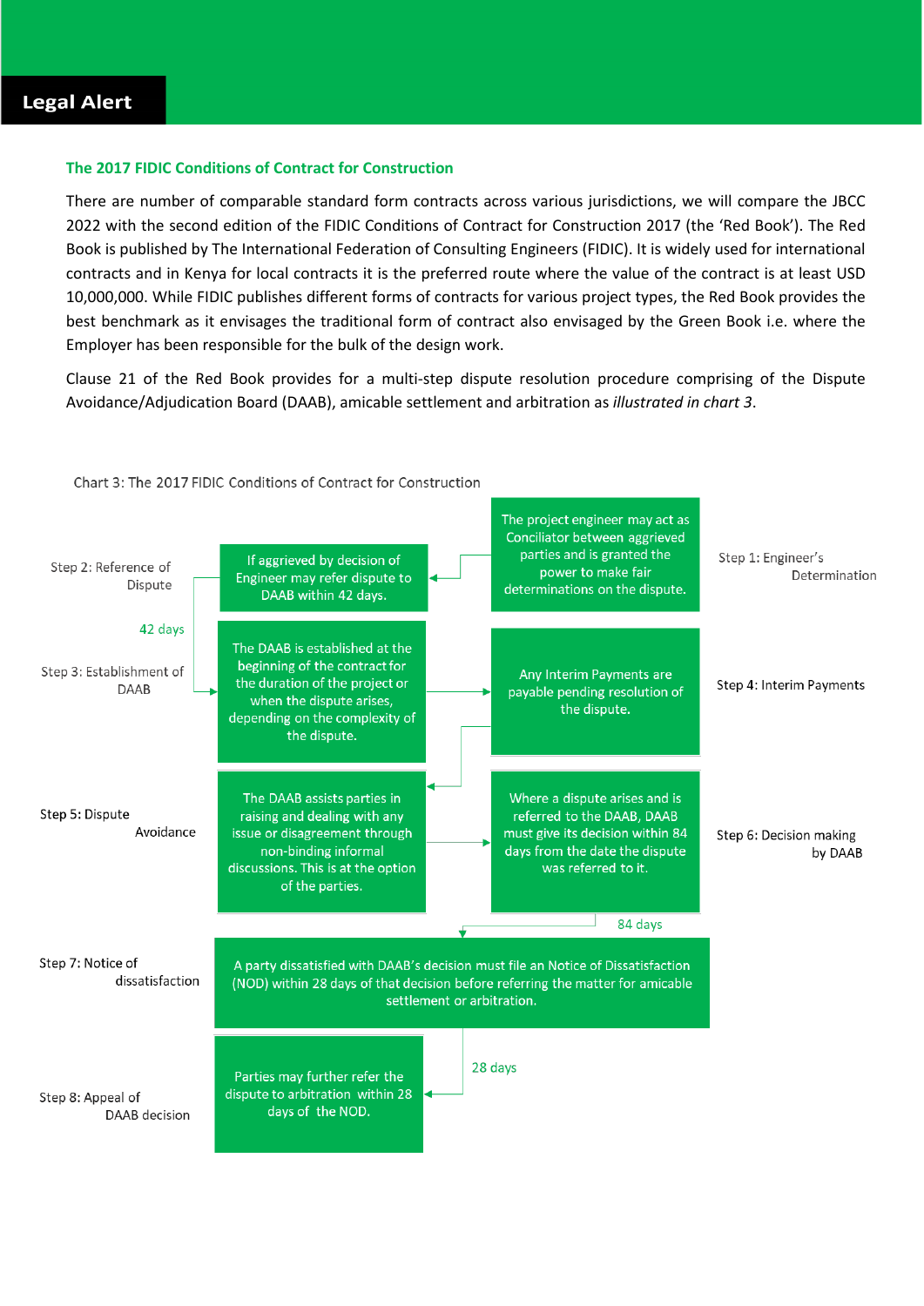**Legal Alert**

## The 2017 FIDIC Conditions of Contract for Construction

There are number of comparable standard form contracts across various jurisdictions, we will compare the JBCC 2022 with the second edition of the FIDIC Conditions of Contract for Construction 2017 (the 'Red Book'). The Red Book is published by The International Federation of Consulting Engineers (FIDIC). It is widely used for international contracts and in Kenya for local contracts it is the preferred route where the value of the contract is at least USD 10,000,000. While FIDIC publishes different forms of contracts for various project types, the Red Book provides the best benchmark as it envisages the traditional form of contract also envisaged by the Green Book i.e. where the Employer has been responsible for the bulk of the design work.

Clause 21 of the Red Book provides for a multi-step dispute resolution procedure comprising of the Dispute Avoidance/Adjudication Board (DAAB), amicable settlement and arbitration as *illustrated in chart 3*.

Chart 3: The 2017 FIDIC Conditions of Contract for Construction

**Step 1: Engineer's Determination** — The project engineer may act as Conciliator between aggrieved parties and is granted the power to make fair determinations on the dispute.

**Step 2: Reference of Dispute** — If aggrieved by decision of Engineer may refer dispute to DAAB within 42 days.

42 days

**Step 3: Establishment of DAAB** — The DAAB is established at the beginning of the contract for the duration of the project or when the dispute arises, depending on the complexity of the dispute.

**Step 4: Interim Payments** — Any Interim Payments are payable pending resolution of the dispute.

**Step 5: Dispute Avoidance** — The DAAB assists parties in raising and dealing with any issue or disagreement through non-binding informal discussions. This is at the option of the parties.

**Step 6: Decision making by DAAB** — Where a dispute arises and is referred to the DAAB, DAAB must give its decision within 84 days from the date the dispute was referred to it.

84 days

**Step 7: Notice of dissatisfaction** — A party dissatisfied with DAAB's decision must file an Notice of Dissatisfaction (NOD) within 28 days of that decision before referring the matter for amicable settlement or arbitration.

28 days

**Step 8: Appeal of DAAB decision** — Parties may further refer the dispute to arbitration within 28 days of the NOD.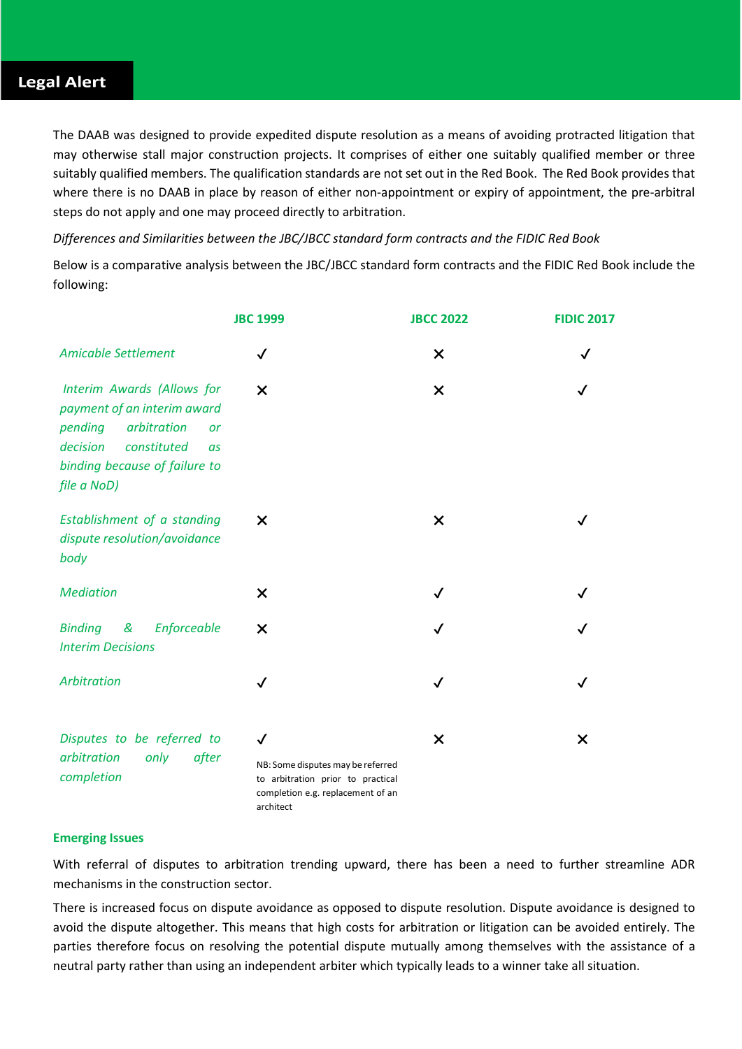**Legal Alert**

The DAAB was designed to provide expedited dispute resolution as a means of avoiding protracted litigation that may otherwise stall major construction projects. It comprises of either one suitably qualified member or three suitably qualified members. The qualification standards are not set out in the Red Book. The Red Book provides that where there is no DAAB in place by reason of either non-appointment or expiry of appointment, the pre-arbitral steps do not apply and one may proceed directly to arbitration.

*Differences and Similarities between the JBC/JBCC standard form contracts and the FIDIC Red Book*

Below is a comparative analysis between the JBC/JBCC standard form contracts and the FIDIC Red Book include the following:

| | JBC 1999 | JBCC 2022 | FIDIC 2017 |
|---|---|---|---|
| *Amicable Settlement* | ✓ | ✕ | ✓ |
| *Interim Awards (Allows for payment of an interim award pending arbitration or decision constituted as binding because of failure to file a NoD)* | ✕ | ✕ | ✓ |
| *Establishment of a standing dispute resolution/avoidance body* | ✕ | ✕ | ✓ |
| *Mediation* | ✕ | ✓ | ✓ |
| *Binding & Enforceable Interim Decisions* | ✕ | ✓ | ✓ |
| *Arbitration* | ✓ | ✓ | ✓ |
| *Disputes to be referred to arbitration only after completion* | ✓ NB: Some disputes may be referred to arbitration prior to practical completion e.g. replacement of an architect | ✕ | ✕ |

**Emerging Issues**

With referral of disputes to arbitration trending upward, there has been a need to further streamline ADR mechanisms in the construction sector.

There is increased focus on dispute avoidance as opposed to dispute resolution. Dispute avoidance is designed to avoid the dispute altogether. This means that high costs for arbitration or litigation can be avoided entirely. The parties therefore focus on resolving the potential dispute mutually among themselves with the assistance of a neutral party rather than using an independent arbiter which typically leads to a winner take all situation.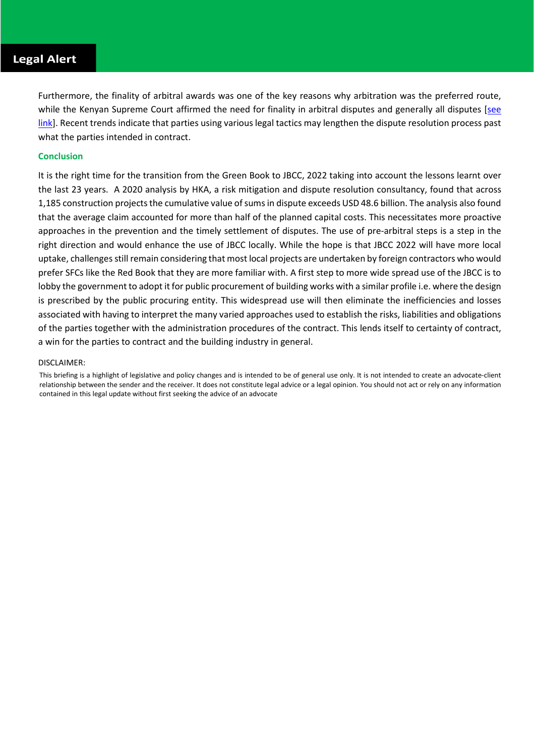Furthermore, the finality of arbitral awards was one of the key reasons why arbitration was the preferred route, while the Kenyan Supreme Court affirmed the need for finality in arbitral disputes and generally all disputes [see link]. Recent trends indicate that parties using various legal tactics may lengthen the dispute resolution process past what the parties intended in contract.

## Conclusion

It is the right time for the transition from the Green Book to JBCC, 2022 taking into account the lessons learnt over the last 23 years. A 2020 analysis by HKA, a risk mitigation and dispute resolution consultancy, found that across 1,185 construction projects the cumulative value of sums in dispute exceeds USD 48.6 billion. The analysis also found that the average claim accounted for more than half of the planned capital costs. This necessitates more proactive approaches in the prevention and the timely settlement of disputes. The use of pre-arbitral steps is a step in the right direction and would enhance the use of JBCC locally. While the hope is that JBCC 2022 will have more local uptake, challenges still remain considering that most local projects are undertaken by foreign contractors who would prefer SFCs like the Red Book that they are more familiar with. A first step to more wide spread use of the JBCC is to lobby the government to adopt it for public procurement of building works with a similar profile i.e. where the design is prescribed by the public procuring entity. This widespread use will then eliminate the inefficiencies and losses associated with having to interpret the many varied approaches used to establish the risks, liabilities and obligations of the parties together with the administration procedures of the contract. This lends itself to certainty of contract, a win for the parties to contract and the building industry in general.

DISCLAIMER:

This briefing is a highlight of legislative and policy changes and is intended to be of general use only. It is not intended to create an advocate-client relationship between the sender and the receiver. It does not constitute legal advice or a legal opinion. You should not act or rely on any information contained in this legal update without first seeking the advice of an advocate